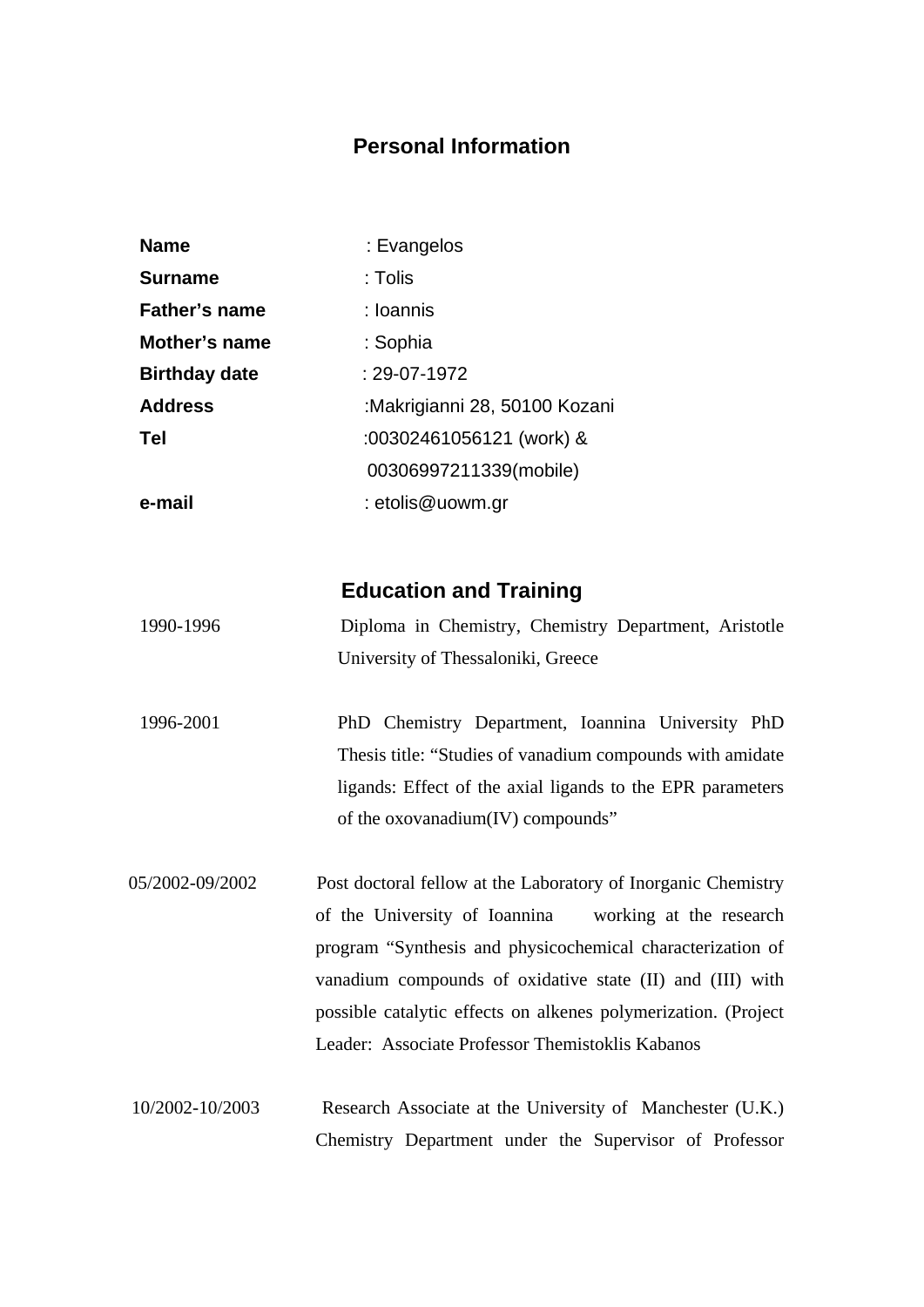# Personal Information

| | |
|---|---|
| **Name** | : Evangelos |
| **Surname** | : Tolis |
| **Father's name** | : Ioannis |
| **Mother's name** | : Sophia |
| **Birthday date** | : 29-07-1972 |
| **Address** | :Makrigianni 28, 50100 Kozani |
| **Tel** | :00302461056121 (work) & 00306997211339(mobile) |
| **e-mail** | : etolis@uowm.gr |

## Education and Training

1990-1996 Diploma in Chemistry, Chemistry Department, Aristotle University of Thessaloniki, Greece

1996-2001 PhD Chemistry Department, Ioannina University PhD Thesis title: "Studies of vanadium compounds with amidate ligands: Effect of the axial ligands to the EPR parameters of the oxovanadium(IV) compounds"

05/2002-09/2002 Post doctoral fellow at the Laboratory of Inorganic Chemistry of the University of Ioannina working at the research program "Synthesis and physicochemical characterization of vanadium compounds of oxidative state (II) and (III) with possible catalytic effects on alkenes polymerization. (Project Leader: Associate Professor Themistoklis Kabanos

10/2002-10/2003 Research Associate at the University of Manchester (U.K.) Chemistry Department under the Supervisor of Professor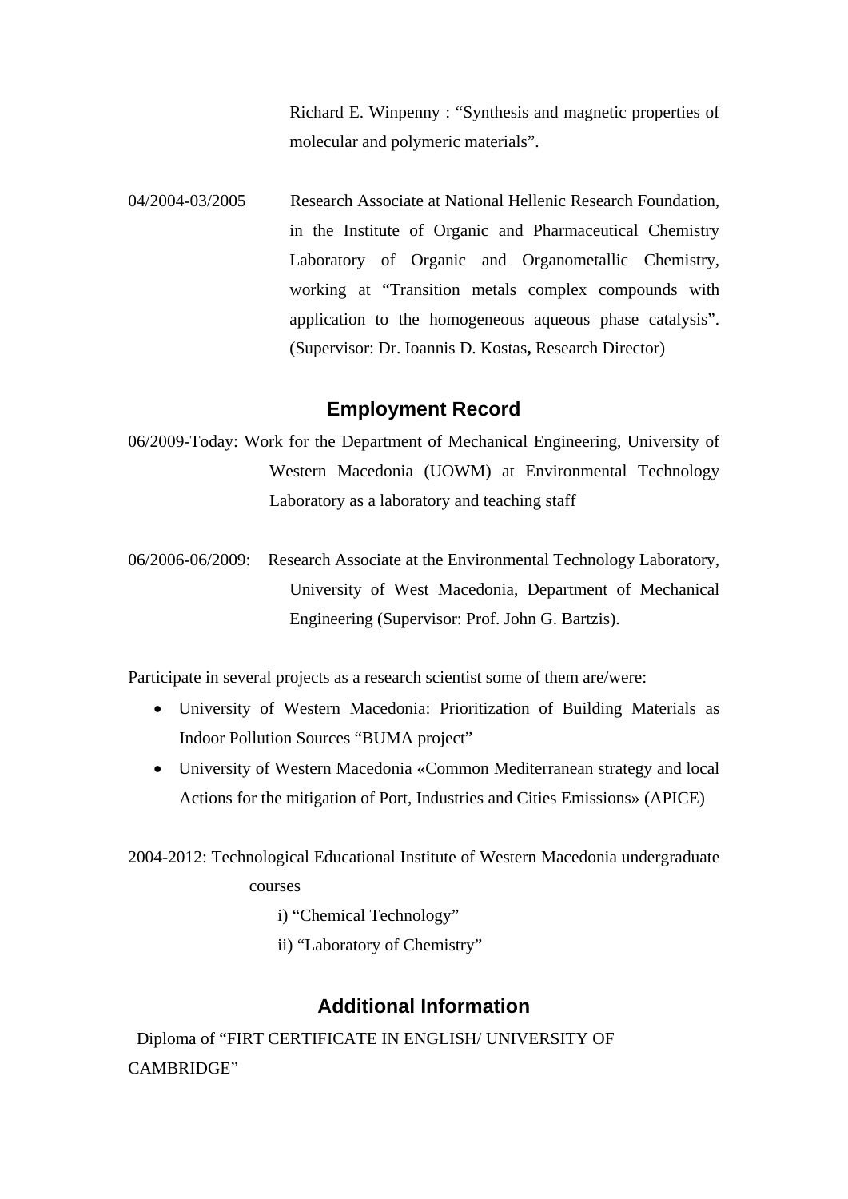Richard E. Winpenny : “Synthesis and magnetic properties of molecular and polymeric materials”.

04/2004-03/2005 Research Associate at National Hellenic Research Foundation, in the Institute of Organic and Pharmaceutical Chemistry Laboratory of Organic and Organometallic Chemistry, working at “Transition metals complex compounds with application to the homogeneous aqueous phase catalysis”. (Supervisor: Dr. Ioannis D. Kostas**,** Research Director)

## Employment Record

06/2009-Today: Work for the Department of Mechanical Engineering, University of Western Macedonia (UOWM) at Environmental Technology Laboratory as a laboratory and teaching staff

06/2006-06/2009: Research Associate at the Environmental Technology Laboratory, University of West Macedonia, Department of Mechanical Engineering (Supervisor: Prof. John G. Bartzis).

Participate in several projects as a research scientist some of them are/were:

- University of Western Macedonia: Prioritization of Building Materials as Indoor Pollution Sources “BUMA project”
- University of Western Macedonia «Common Mediterranean strategy and local Actions for the mitigation of Port, Industries and Cities Emissions» (APICE)

2004-2012: Technological Educational Institute of Western Macedonia undergraduate courses

i) “Chemical Technology”

ii) “Laboratory of Chemistry”

## Additional Information

Diploma of “FIRT CERTIFICATE IN ENGLISH/ UNIVERSITY OF CAMBRIDGE”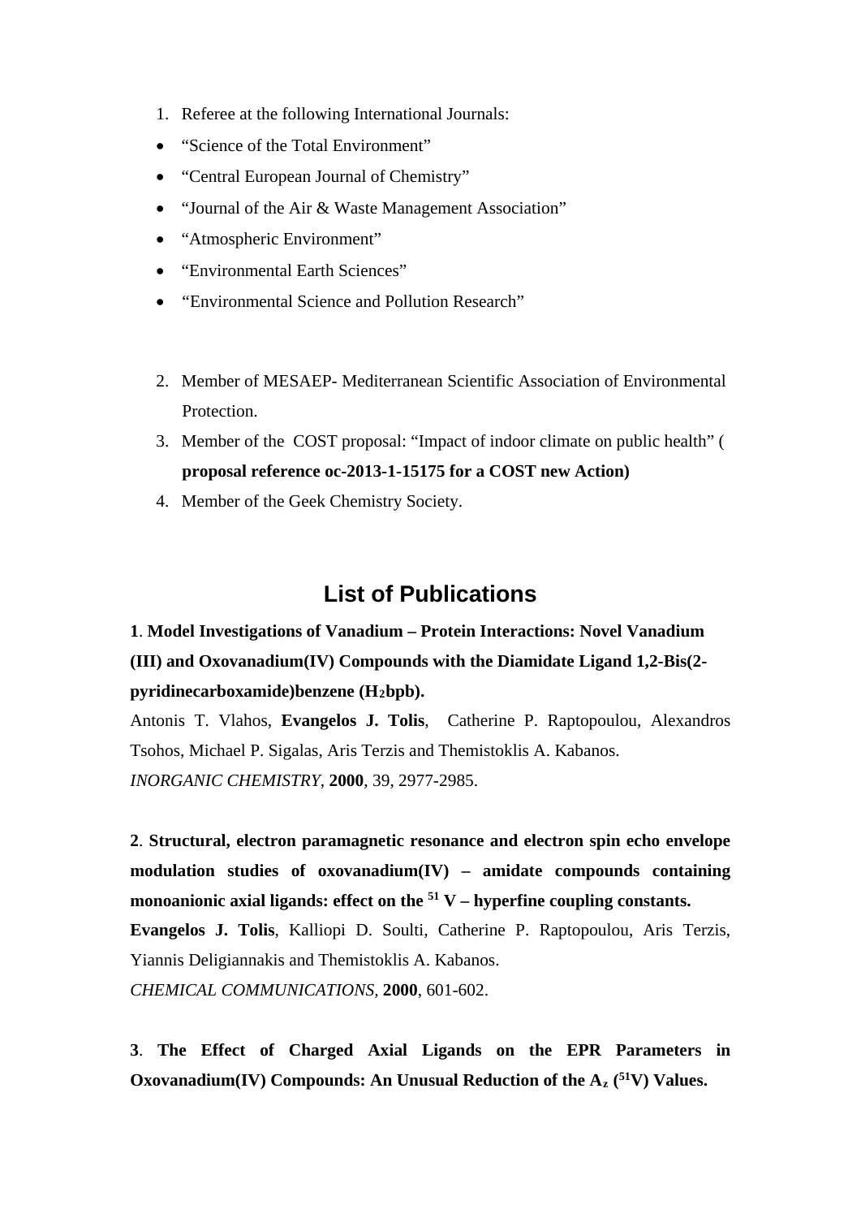1. Referee at the following International Journals:

- “Science of the Total Environment”
- “Central European Journal of Chemistry”
- “Journal of the Air & Waste Management Association”
- “Atmospheric Environment”
- “Environmental Earth Sciences”
- “Environmental Science and Pollution Research”

2. Member of MESAEP- Mediterranean Scientific Association of Environmental Protection.
3. Member of the COST proposal: “Impact of indoor climate on public health” ( **proposal reference oc-2013-1-15175 for a COST new Action)**
4. Member of the Geek Chemistry Society.

## List of Publications

**1**. **Model Investigations of Vanadium – Protein Interactions: Novel Vanadium (III) and Oxovanadium(IV) Compounds with the Diamidate Ligand 1,2-Bis(2-pyridinecarboxamide)benzene ($H_2$bpb).**

Antonis T. Vlahos, **Evangelos J. Tolis**, Catherine P. Raptopoulou, Alexandros Tsohos, Michael P. Sigalas, Aris Terzis and Themistoklis A. Kabanos.

*INORGANIC CHEMISTRY*, **2000**, 39, 2977-2985.

**2**. **Structural, electron paramagnetic resonance and electron spin echo envelope modulation studies of oxovanadium(IV) – amidate compounds containing monoanionic axial ligands: effect on the $^{51}$V – hyperfine coupling constants.**

**Evangelos J. Tolis**, Kalliopi D. Soulti, Catherine P. Raptopoulou, Aris Terzis, Yiannis Deligiannakis and Themistoklis A. Kabanos.

*CHEMICAL COMMUNICATIONS*, **2000**, 601-602.

**3**. **The Effect of Charged Axial Ligands on the EPR Parameters in Oxovanadium(IV) Compounds: An Unusual Reduction of the $A_z$ ($^{51}$V) Values.**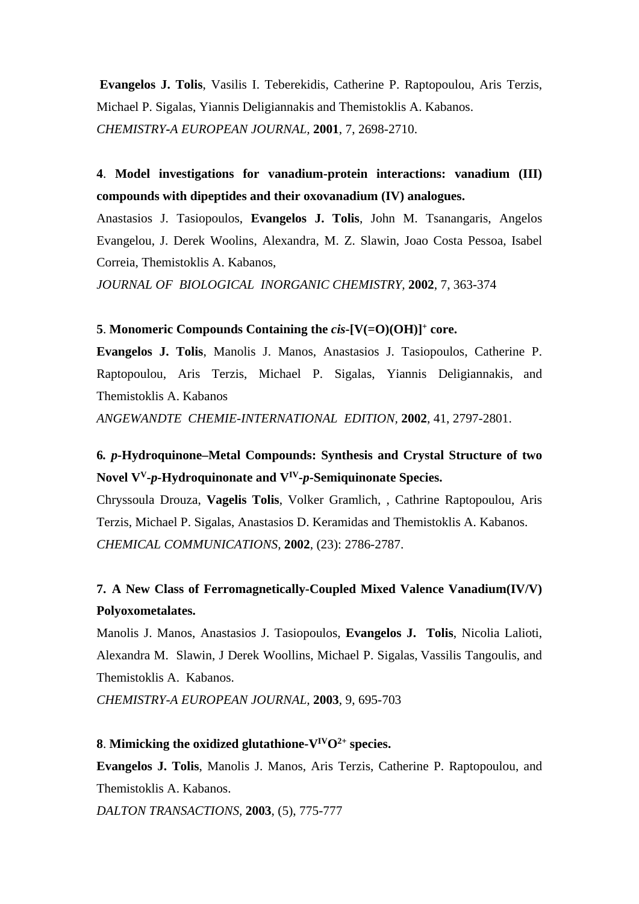**Evangelos J. Tolis**, Vasilis I. Teberekidis, Catherine P. Raptopoulou, Aris Terzis, Michael P. Sigalas, Yiannis Deligiannakis and Themistoklis A. Kabanos.
*CHEMISTRY-A EUROPEAN JOURNAL,* **2001**, 7, 2698-2710.

**4**. **Model investigations for vanadium-protein interactions: vanadium (III) compounds with dipeptides and their oxovanadium (IV) analogues.**
Anastasios J. Tasiopoulos, **Evangelos J. Tolis**, John M. Tsanangaris, Angelos Evangelou, J. Derek Woolins, Alexandra, M. Z. Slawin, Joao Costa Pessoa, Isabel Correia, Themistoklis A. Kabanos,
*JOURNAL OF BIOLOGICAL INORGANIC CHEMISTRY,* **2002**, 7, 363-374

**5**. **Monomeric Compounds Containing the *cis*-$[V(=O)(OH)]^+$ core.**
**Evangelos J. Tolis**, Manolis J. Manos, Anastasios J. Tasiopoulos, Catherine P. Raptopoulou, Aris Terzis, Michael P. Sigalas, Yiannis Deligiannakis, and Themistoklis A. Kabanos
*ANGEWANDTE CHEMIE-INTERNATIONAL EDITION,* **2002**, 41, 2797-2801.

**6. *p*-Hydroquinone–Metal Compounds: Synthesis and Crystal Structure of two Novel $V^{V}$-*p*-Hydroquinonate and $V^{IV}$-*p*-Semiquinonate Species.**
Chryssoula Drouza, **Vagelis Tolis**, Volker Gramlich, , Cathrine Raptopoulou, Aris Terzis, Michael P. Sigalas, Anastasios D. Keramidas and Themistoklis A. Kabanos.
*CHEMICAL COMMUNICATIONS,* **2002**, (23): 2786-2787.

**7. A New Class of Ferromagnetically-Coupled Mixed Valence Vanadium(IV/V) Polyoxometalates.**
Manolis J. Manos, Anastasios J. Tasiopoulos, **Evangelos J. Tolis**, Nicolia Lalioti, Alexandra M. Slawin, J Derek Woollins, Michael P. Sigalas, Vassilis Tangoulis, and Themistoklis A. Kabanos.
*CHEMISTRY-A EUROPEAN JOURNAL,* **2003**, 9, 695-703

**8**. **Mimicking the oxidized glutathione-$V^{IV}O^{2+}$ species.**
**Evangelos J. Tolis**, Manolis J. Manos, Aris Terzis, Catherine P. Raptopoulou, and Themistoklis A. Kabanos.
*DALTON TRANSACTIONS,* **2003**, (5), 775-777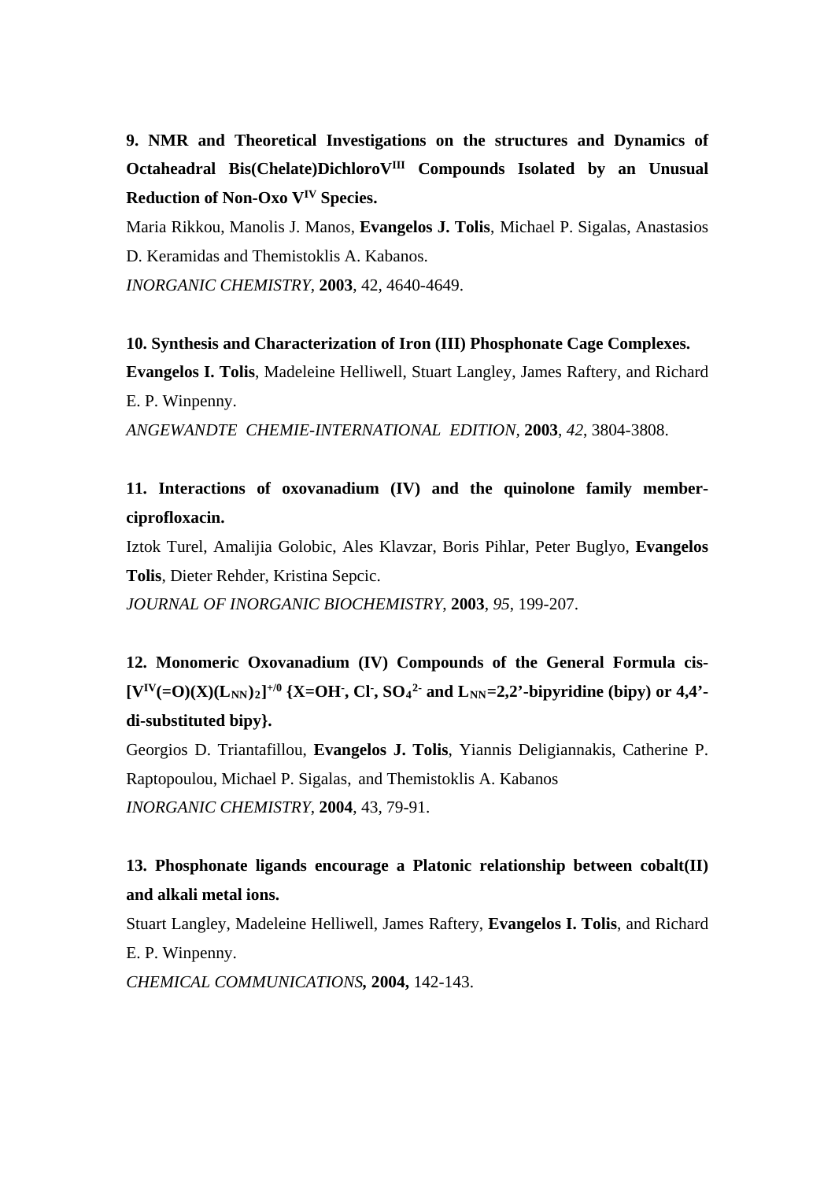**9. NMR and Theoretical Investigations on the structures and Dynamics of Octaheadral Bis(Chelate)Dichloro$V^{III}$ Compounds Isolated by an Unusual Reduction of Non-Oxo $V^{IV}$ Species.**

Maria Rikkou, Manolis J. Manos, **Evangelos J. Tolis**, Michael P. Sigalas, Anastasios D. Keramidas and Themistoklis A. Kabanos.

*INORGANIC CHEMISTRY*, **2003**, 42, 4640-4649.

**10. Synthesis and Characterization of Iron (III) Phosphonate Cage Complexes.**

**Evangelos I. Tolis**, Madeleine Helliwell, Stuart Langley, James Raftery, and Richard E. P. Winpenny.

*ANGEWANDTE CHEMIE-INTERNATIONAL EDITION*, **2003**, *42*, 3804-3808.

**11. Interactions of oxovanadium (IV) and the quinolone family member-ciprofloxacin.**

Iztok Turel, Amalijia Golobic, Ales Klavzar, Boris Pihlar, Peter Buglyo, **Evangelos Tolis**, Dieter Rehder, Kristina Sepcic.

*JOURNAL OF INORGANIC BIOCHEMISTRY*, **2003**, *95*, 199-207.

**12. Monomeric Oxovanadium (IV) Compounds of the General Formula cis-$[V^{IV}(=O)(X)(L_{NN})_2]^{+/0}$ {X=$OH^-$, $Cl^-$, $SO_4^{2-}$ and $L_{NN}$=2,2'-bipyridine (bipy) or 4,4'-di-substituted bipy}.**

Georgios D. Triantafillou, **Evangelos J. Tolis**, Yiannis Deligiannakis, Catherine P. Raptopoulou, Michael P. Sigalas, and Themistoklis A. Kabanos

*INORGANIC CHEMISTRY*, **2004**, 43, 79-91.

**13. Phosphonate ligands encourage a Platonic relationship between cobalt(II) and alkali metal ions.**

Stuart Langley, Madeleine Helliwell, James Raftery, **Evangelos I. Tolis**, and Richard E. P. Winpenny.

*CHEMICAL COMMUNICATIONS***, 2004,** 142-143.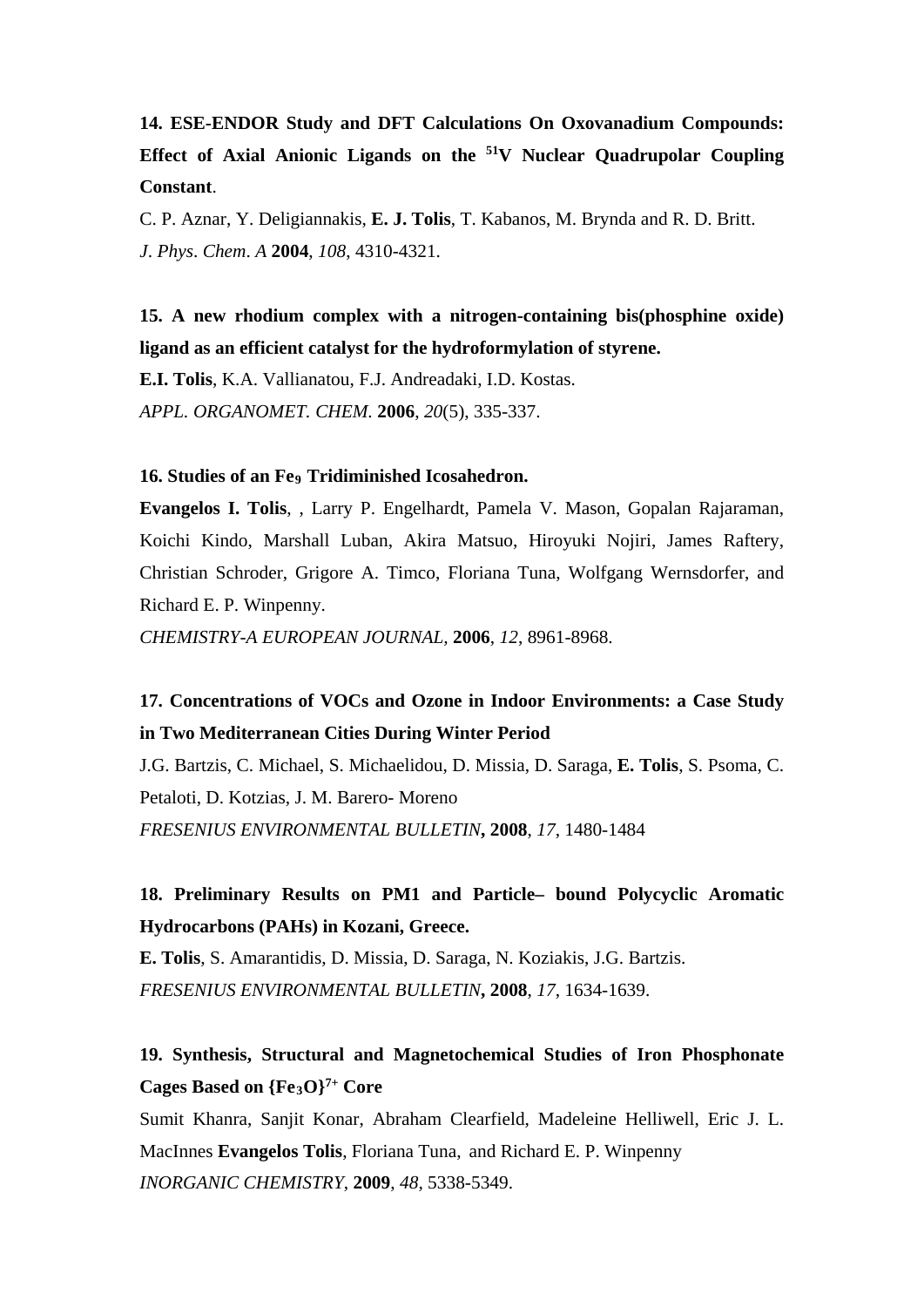**14. ESE-ENDOR Study and DFT Calculations On Oxovanadium Compounds: Effect of Axial Anionic Ligands on the $^{51}$V Nuclear Quadrupolar Coupling Constant**.

C. P. Aznar, Y. Deligiannakis, **E. J. Tolis**, T. Kabanos, M. Brynda and R. D. Britt.

*J. Phys. Chem. A* **2004**, *108*, 4310-4321.

**15. A new rhodium complex with a nitrogen-containing bis(phosphine oxide) ligand as an efficient catalyst for the hydroformylation of styrene.**

**E.I. Tolis**, K.A. Vallianatou, F.J. Andreadaki, I.D. Kostas.

*APPL. ORGANOMET. CHEM.* **2006**, *20*(5), 335-337.

**16. Studies of an $Fe_9$ Tridiminished Icosahedron.**

**Evangelos I. Tolis**, , Larry P. Engelhardt, Pamela V. Mason, Gopalan Rajaraman, Koichi Kindo, Marshall Luban, Akira Matsuo, Hiroyuki Nojiri, James Raftery, Christian Schroder, Grigore A. Timco, Floriana Tuna, Wolfgang Wernsdorfer, and Richard E. P. Winpenny.

*CHEMISTRY-A EUROPEAN JOURNAL*, **2006**, *12*, 8961-8968.

**17. Concentrations of VOCs and Ozone in Indoor Environments: a Case Study in Two Mediterranean Cities During Winter Period**

J.G. Bartzis, C. Michael, S. Michaelidou, D. Missia, D. Saraga, **E. Tolis**, S. Psoma, C. Petaloti, D. Kotzias, J. M. Barero- Moreno

*FRESENIUS ENVIRONMENTAL BULLETIN***,** **2008**, *17*, 1480-1484

**18. Preliminary Results on PM1 and Particle– bound Polycyclic Aromatic Hydrocarbons (PAHs) in Kozani, Greece.**

**E. Tolis**, S. Amarantidis, D. Missia, D. Saraga, N. Koziakis, J.G. Bartzis.

*FRESENIUS ENVIRONMENTAL BULLETIN***,** **2008**, *17*, 1634-1639.

**19. Synthesis, Structural and Magnetochemical Studies of Iron Phosphonate Cages Based on $\{Fe_3O\}^{7+}$ Core**

Sumit Khanra, Sanjit Konar, Abraham Clearfield, Madeleine Helliwell, Eric J. L. MacInnes **Evangelos Tolis**, Floriana Tuna, and Richard E. P. Winpenny

*INORGANIC CHEMISTRY*, **2009**, *48*, 5338-5349.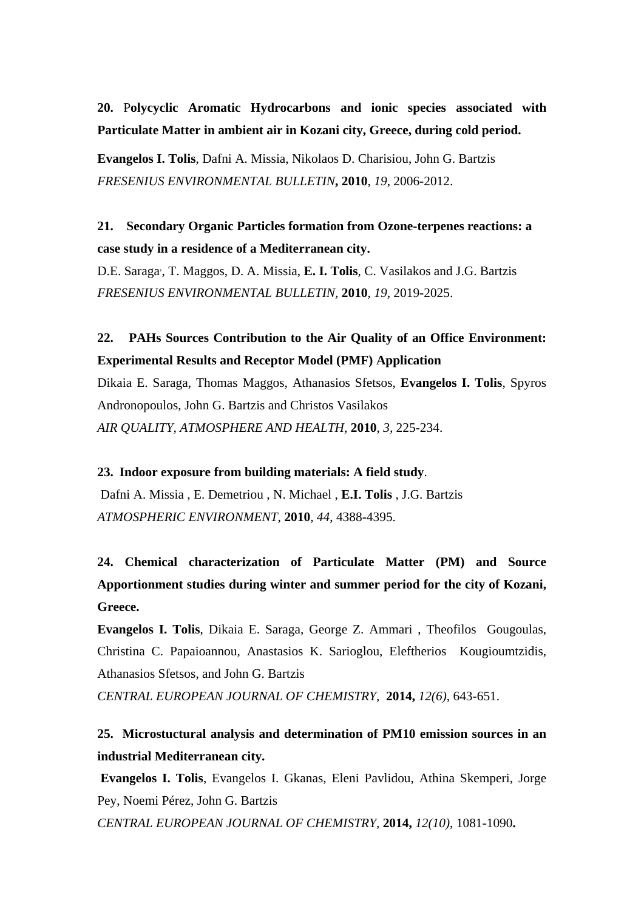**20. Polycyclic Aromatic Hydrocarbons and ionic species associated with Particulate Matter in ambient air in Kozani city, Greece, during cold period.**

**Evangelos I. Tolis**, Dafni A. Missia, Nikolaos D. Charisiou, John G. Bartzis
*FRESENIUS ENVIRONMENTAL BULLETIN***, 2010**, *19*, 2006-2012.

**21. Secondary Organic Particles formation from Ozone-terpenes reactions: a case study in a residence of a Mediterranean city.**

D.E. Saraga, T. Maggos, D. A. Missia, **E. I. Tolis**, C. Vasilakos and J.G. Bartzis
*FRESENIUS ENVIRONMENTAL BULLETIN,* **2010**, *19*, 2019-2025.

**22. PAHs Sources Contribution to the Air Quality of an Office Environment: Experimental Results and Receptor Model (PMF) Application**

Dikaia E. Saraga, Thomas Maggos, Athanasios Sfetsos, **Evangelos I. Tolis**, Spyros Andronopoulos, John G. Bartzis and Christos Vasilakos
*AIR QUALITY, ATMOSPHERE AND HEALTH,* **2010**, *3*, 225-234.

**23. Indoor exposure from building materials: A field study**.

Dafni A. Missia , E. Demetriou , N. Michael , **E.I. Tolis** , J.G. Bartzis
*ATMOSPHERIC ENVIRONMENT,* **2010**, *44*, 4388-4395.

**24. Chemical characterization of Particulate Matter (PM) and Source Apportionment studies during winter and summer period for the city of Kozani, Greece.**

**Evangelos I. Tolis**, Dikaia E. Saraga, George Z. Ammari , Theofilos Gougoulas, Christina C. Papaioannou, Anastasios K. Sarioglou, Eleftherios Kougioumtzidis, Athanasios Sfetsos, and John G. Bartzis
*CENTRAL EUROPEAN JOURNAL OF CHEMISTRY,* **2014,** *12(6)*, 643-651.

**25. Microstuctural analysis and determination of PM10 emission sources in an industrial Mediterranean city.**

**Evangelos I. Tolis**, Evangelos I. Gkanas, Eleni Pavlidou, Athina Skemperi, Jorge Pey, Noemi Pérez, John G. Bartzis
*CENTRAL EUROPEAN JOURNAL OF CHEMISTRY,* **2014,** *12(10)*, 1081-1090**.**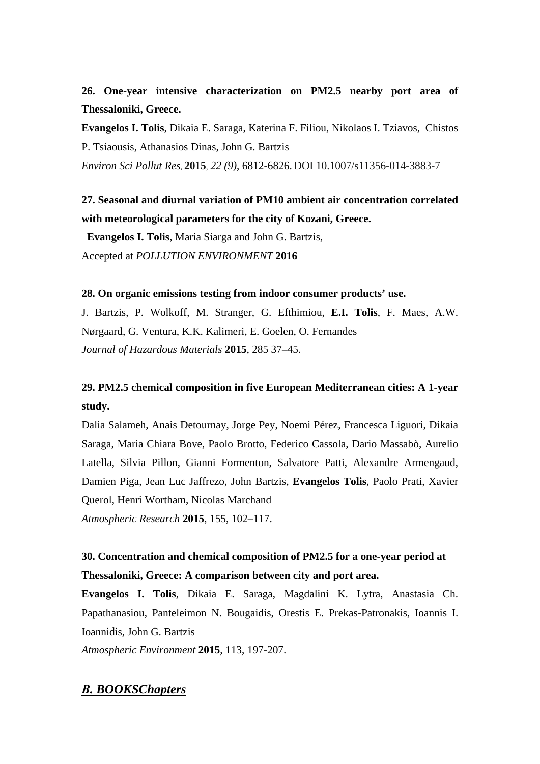**26. One-year intensive characterization on PM2.5 nearby port area of Thessaloniki, Greece.**

**Evangelos I. Tolis**, Dikaia E. Saraga, Katerina F. Filiou, Nikolaos I. Tziavos, Chistos P. Tsiaousis, Athanasios Dinas, John G. Bartzis

*Environ Sci Pollut Res*, **2015**, *22 (9)*, 6812-6826. DOI 10.1007/s11356-014-3883-7

**27. Seasonal and diurnal variation of PM10 ambient air concentration correlated with meteorological parameters for the city of Kozani, Greece.**

**Evangelos I. Tolis**, Maria Siarga and John G. Bartzis,

Accepted at *POLLUTION ENVIRONMENT* **2016**

**28. On organic emissions testing from indoor consumer products' use.**

J. Bartzis, P. Wolkoff, M. Stranger, G. Efthimiou, **E.I. Tolis**, F. Maes, A.W. Nørgaard, G. Ventura, K.K. Kalimeri, E. Goelen, O. Fernandes

*Journal of Hazardous Materials* **2015**, 285 37–45.

**29. PM2.5 chemical composition in five European Mediterranean cities: A 1-year study.**

Dalia Salameh, Anais Detournay, Jorge Pey, Noemi Pérez, Francesca Liguori, Dikaia Saraga, Maria Chiara Bove, Paolo Brotto, Federico Cassola, Dario Massabò, Aurelio Latella, Silvia Pillon, Gianni Formenton, Salvatore Patti, Alexandre Armengaud, Damien Piga, Jean Luc Jaffrezo, John Bartzis, **Evangelos Tolis**, Paolo Prati, Xavier Querol, Henri Wortham, Nicolas Marchand

*Atmospheric Research* **2015**, 155, 102–117.

**30. Concentration and chemical composition of PM2.5 for a one-year period at Thessaloniki, Greece: A comparison between city and port area.**

**Evangelos I. Tolis**, Dikaia E. Saraga, Magdalini K. Lytra, Anastasia Ch. Papathanasiou, Panteleimon N. Bougaidis, Orestis E. Prekas-Patronakis, Ioannis I. Ioannidis, John G. Bartzis

*Atmospheric Environment* **2015**, 113, 197-207.

## ***B. BOOKSChapters***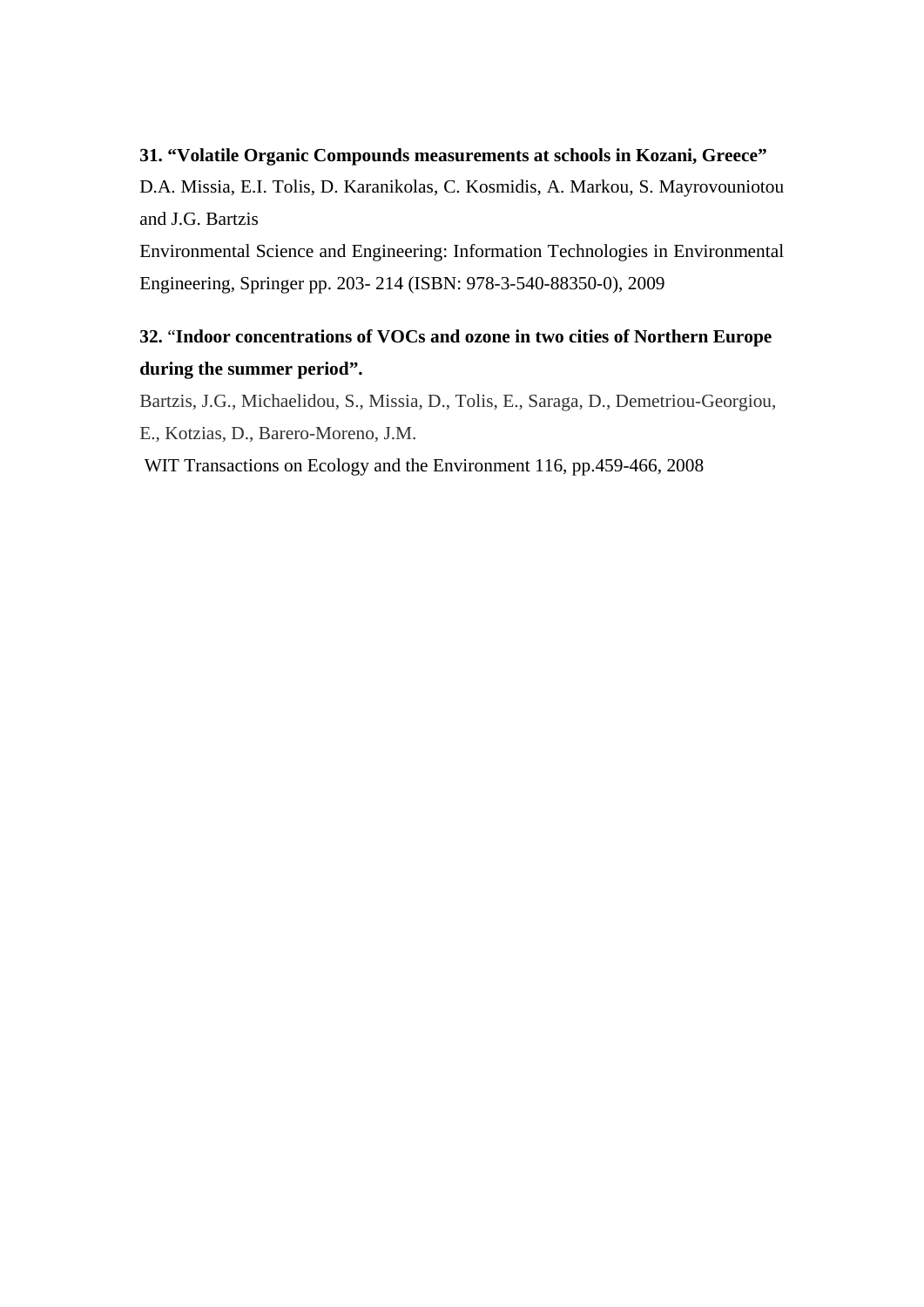**31. "Volatile Organic Compounds measurements at schools in Kozani, Greece"**
D.A. Missia, E.I. Tolis, D. Karanikolas, C. Kosmidis, A. Markou, S. Mayrovouniotou and J.G. Bartzis
Environmental Science and Engineering: Information Technologies in Environmental Engineering, Springer pp. 203- 214 (ISBN: 978-3-540-88350-0), 2009

**32.** "**Indoor concentrations of VOCs and ozone in two cities of Northern Europe during the summer period".**
Bartzis, J.G., Michaelidou, S., Missia, D., Tolis, E., Saraga, D., Demetriou-Georgiou, E., Kotzias, D., Barero-Moreno, J.M.
WIT Transactions on Ecology and the Environment 116, pp.459-466, 2008